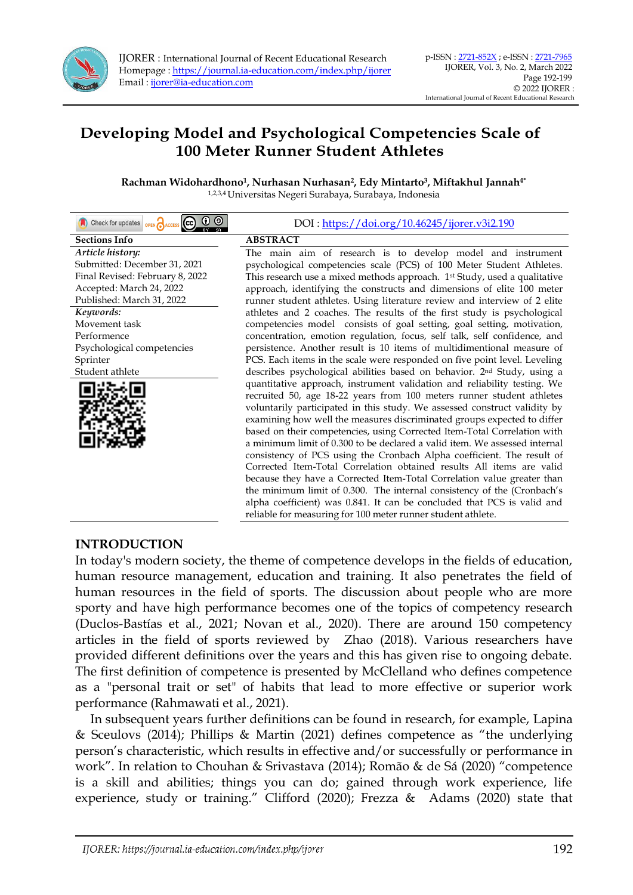# Developing Model and Psychological Competencies Scale of 100 Meter Runner Student Athletes

**Rachman Widohardhono[1], Nurhasan Nurhasan[2], Edy Mintarto[3], Miftakhul Jannah[4*]**

[1,2,3,4] Universitas Negeri Surabaya, Surabaya, Indonesia

DOI : https://doi.org/10.46245/ijorer.v3i2.190

**Sections Info**

*Article history:*
Submitted: December 31, 2021
Final Revised: February 8, 2022
Accepted: March 24, 2022
Published: March 31, 2022

*Keywords:*
Movement task
Performence
Psychological competencies
Sprinter
Student athlete

**ABSTRACT**

The main aim of research is to develop model and instrument psychological competencies scale (PCS) of 100 Meter Student Athletes. This research use a mixed methods approach. 1st Study, used a qualitative approach, identifying the constructs and dimensions of elite 100 meter runner student athletes. Using literature review and interview of 2 elite athletes and 2 coaches. The results of the first study is psychological competencies model consists of goal setting, goal setting, motivation, concentration, emotion regulation, focus, self talk, self confidence, and persistence. Another result is 10 items of multidimentional measure of PCS. Each items in the scale were responded on five point level. Leveling describes psychological abilities based on behavior. 2nd Study, using a quantitative approach, instrument validation and reliability testing. We recruited 50, age 18-22 years from 100 meters runner student athletes voluntarily participated in this study. We assessed construct validity by examining how well the measures discriminated groups expected to differ based on their competencies, using Corrected Item-Total Correlation with a minimum limit of 0.300 to be declared a valid item. We assessed internal consistency of PCS using the Cronbach Alpha coefficient. The result of Corrected Item-Total Correlation obtained results All items are valid because they have a Corrected Item-Total Correlation value greater than the minimum limit of 0.300. The internal consistency of the (Cronbach's alpha coefficient) was 0.841. It can be concluded that PCS is valid and reliable for measuring for 100 meter runner student athlete.

## INTRODUCTION

In today's modern society, the theme of competence develops in the fields of education, human resource management, education and training. It also penetrates the field of human resources in the field of sports. The discussion about people who are more sporty and have high performance becomes one of the topics of competency research (Duclos-Bastías et al., 2021; Novan et al., 2020). There are around 150 competency articles in the field of sports reviewed by Zhao (2018). Various researchers have provided different definitions over the years and this has given rise to ongoing debate. The first definition of competence is presented by McClelland who defines competence as a "personal trait or set" of habits that lead to more effective or superior work performance (Rahmawati et al., 2021).

In subsequent years further definitions can be found in research, for example, Lapina & Sceulovs (2014); Phillips & Martin (2021) defines competence as "the underlying person's characteristic, which results in effective and/or successfully or performance in work". In relation to Chouhan & Srivastava (2014); Romão & de Sá (2020) "competence is a skill and abilities; things you can do; gained through work experience, life experience, study or training." Clifford (2020); Frezza & Adams (2020) state that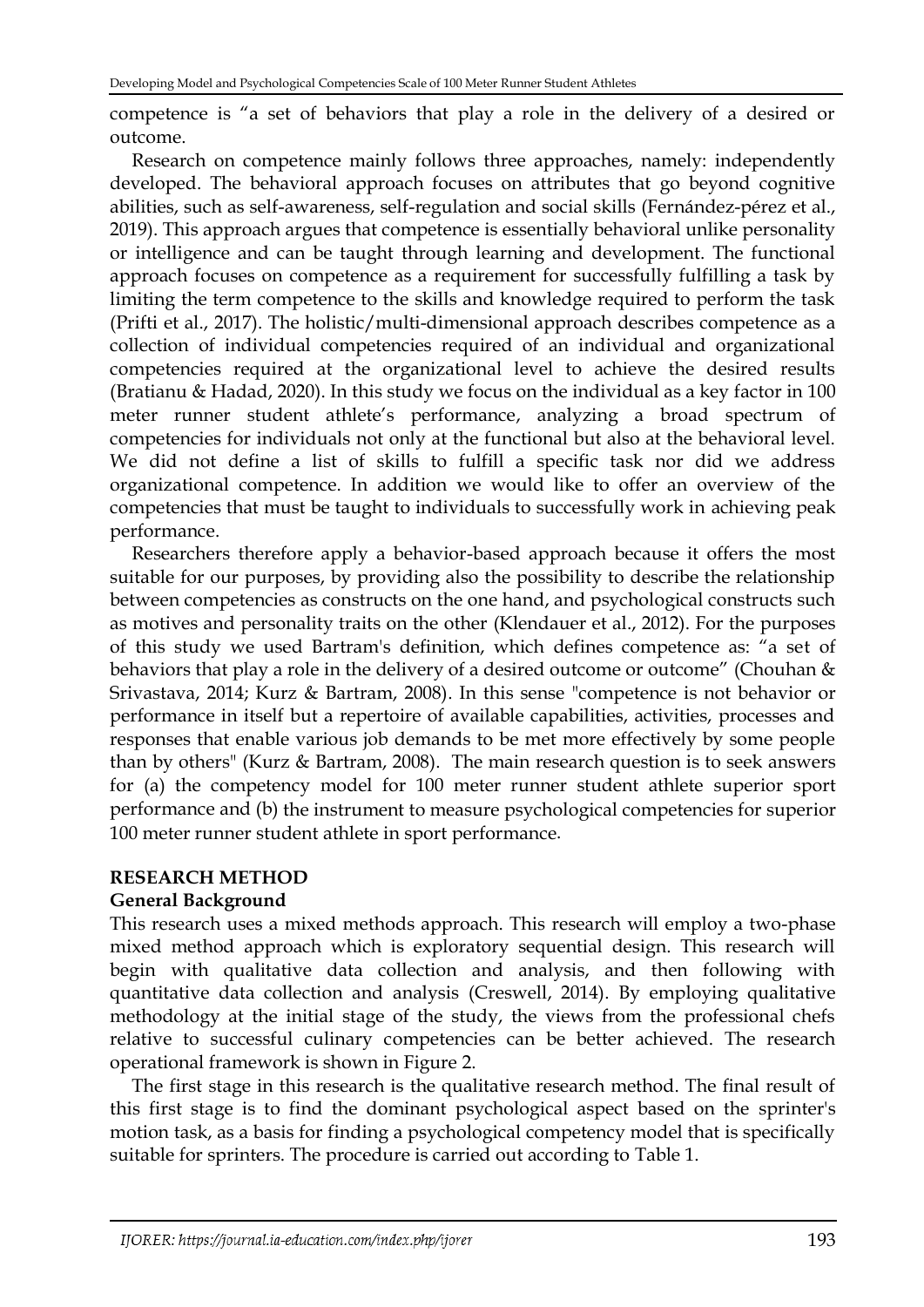competence is "a set of behaviors that play a role in the delivery of a desired or outcome.

Research on competence mainly follows three approaches, namely: independently developed. The behavioral approach focuses on attributes that go beyond cognitive abilities, such as self-awareness, self-regulation and social skills (Fernández-pérez et al., 2019). This approach argues that competence is essentially behavioral unlike personality or intelligence and can be taught through learning and development. The functional approach focuses on competence as a requirement for successfully fulfilling a task by limiting the term competence to the skills and knowledge required to perform the task (Prifti et al., 2017). The holistic/multi-dimensional approach describes competence as a collection of individual competencies required of an individual and organizational competencies required at the organizational level to achieve the desired results (Bratianu & Hadad, 2020). In this study we focus on the individual as a key factor in 100 meter runner student athlete's performance, analyzing a broad spectrum of competencies for individuals not only at the functional but also at the behavioral level. We did not define a list of skills to fulfill a specific task nor did we address organizational competence. In addition we would like to offer an overview of the competencies that must be taught to individuals to successfully work in achieving peak performance.

Researchers therefore apply a behavior-based approach because it offers the most suitable for our purposes, by providing also the possibility to describe the relationship between competencies as constructs on the one hand, and psychological constructs such as motives and personality traits on the other (Klendauer et al., 2012). For the purposes of this study we used Bartram's definition, which defines competence as: "a set of behaviors that play a role in the delivery of a desired outcome or outcome" (Chouhan & Srivastava, 2014; Kurz & Bartram, 2008). In this sense "competence is not behavior or performance in itself but a repertoire of available capabilities, activities, processes and responses that enable various job demands to be met more effectively by some people than by others" (Kurz & Bartram, 2008). The main research question is to seek answers for (a) the competency model for 100 meter runner student athlete superior sport performance and (b) the instrument to measure psychological competencies for superior 100 meter runner student athlete in sport performance.

## RESEARCH METHOD

### General Background

This research uses a mixed methods approach. This research will employ a two-phase mixed method approach which is exploratory sequential design. This research will begin with qualitative data collection and analysis, and then following with quantitative data collection and analysis (Creswell, 2014). By employing qualitative methodology at the initial stage of the study, the views from the professional chefs relative to successful culinary competencies can be better achieved. The research operational framework is shown in Figure 2.

The first stage in this research is the qualitative research method. The final result of this first stage is to find the dominant psychological aspect based on the sprinter's motion task, as a basis for finding a psychological competency model that is specifically suitable for sprinters. The procedure is carried out according to Table 1.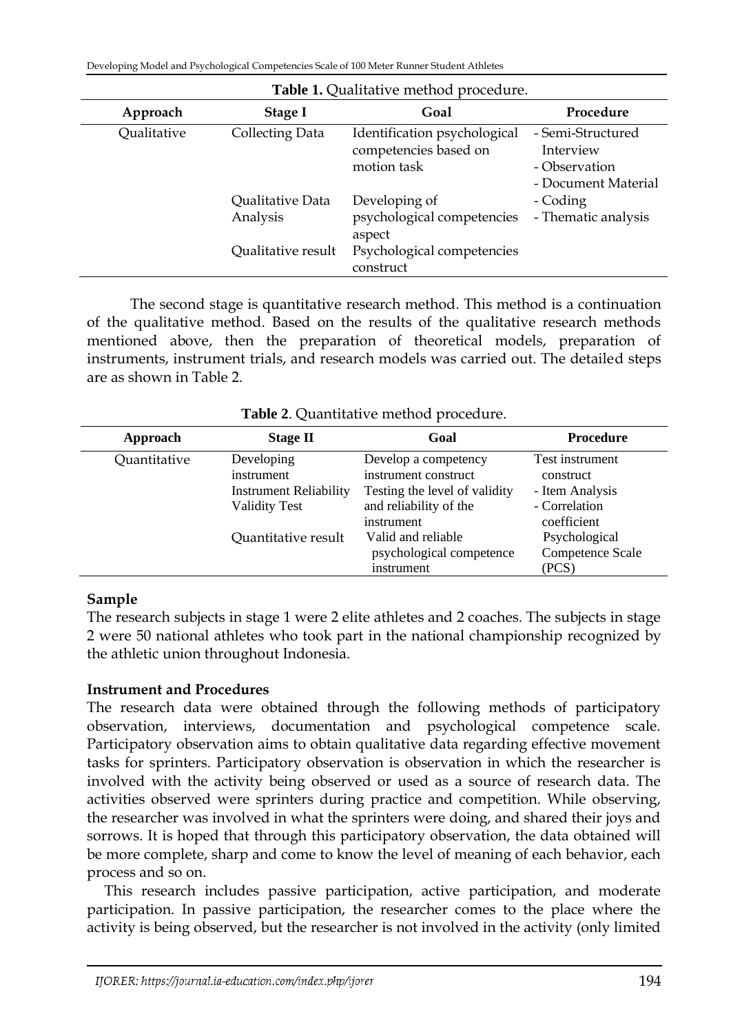**Table 1.** Qualitative method procedure.

| Approach | Stage I | Goal | Procedure |
| --- | --- | --- | --- |
| Qualitative | Collecting Data | Identification psychological competencies based on motion task | - Semi-Structured Interview<br>- Observation<br>- Document Material |
| | Qualitative Data Analysis | Developing of psychological competencies aspect | - Coding<br>- Thematic analysis |
| | Qualitative result | Psychological competencies construct | |

The second stage is quantitative research method. This method is a continuation of the qualitative method. Based on the results of the qualitative research methods mentioned above, then the preparation of theoretical models, preparation of instruments, instrument trials, and research models was carried out. The detailed steps are as shown in Table 2.

**Table 2**. Quantitative method procedure.

| Approach | Stage II | Goal | Procedure |
| --- | --- | --- | --- |
| Quantitative | Developing instrument | Develop a competency instrument construct | Test instrument construct |
| | Instrument Reliability Validity Test | Testing the level of validity and reliability of the instrument | - Item Analysis<br>- Correlation coefficient |
| | Quantitative result | Valid and reliable psychological competence instrument | Psychological Competence Scale (PCS) |

**Sample**

The research subjects in stage 1 were 2 elite athletes and 2 coaches. The subjects in stage 2 were 50 national athletes who took part in the national championship recognized by the athletic union throughout Indonesia.

**Instrument and Procedures**

The research data were obtained through the following methods of participatory observation, interviews, documentation and psychological competence scale. Participatory observation aims to obtain qualitative data regarding effective movement tasks for sprinters. Participatory observation is observation in which the researcher is involved with the activity being observed or used as a source of research data. The activities observed were sprinters during practice and competition. While observing, the researcher was involved in what the sprinters were doing, and shared their joys and sorrows. It is hoped that through this participatory observation, the data obtained will be more complete, sharp and come to know the level of meaning of each behavior, each process and so on.

This research includes passive participation, active participation, and moderate participation. In passive participation, the researcher comes to the place where the activity is being observed, but the researcher is not involved in the activity (only limited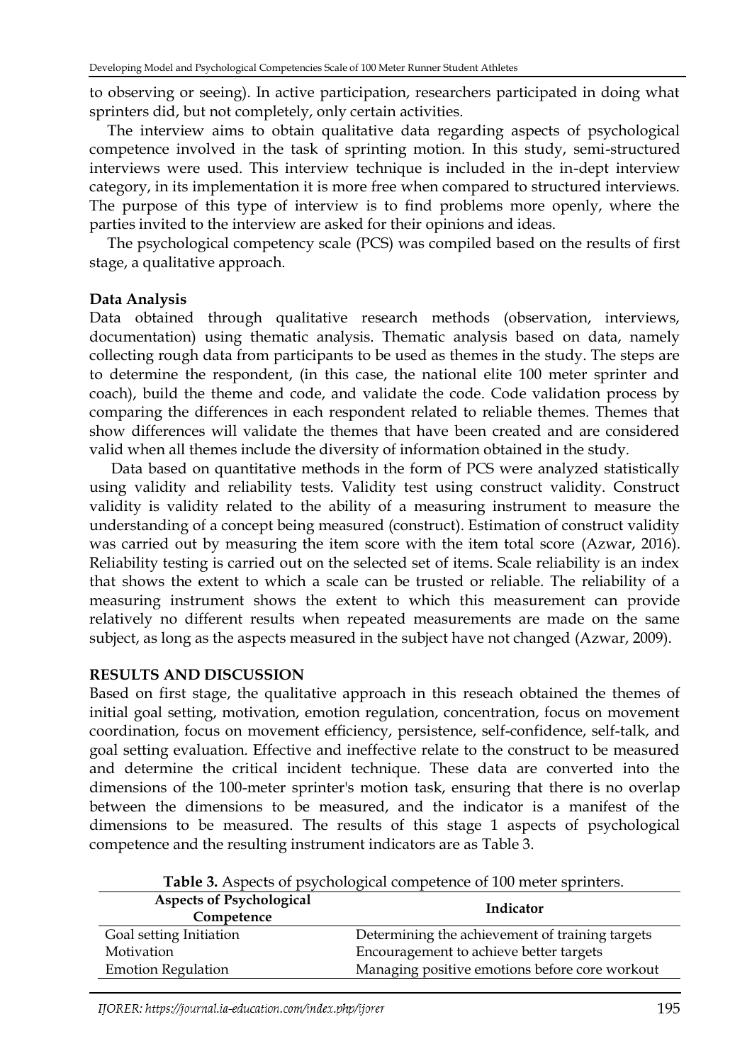to observing or seeing). In active participation, researchers participated in doing what sprinters did, but not completely, only certain activities.

The interview aims to obtain qualitative data regarding aspects of psychological competence involved in the task of sprinting motion. In this study, semi-structured interviews were used. This interview technique is included in the in-dept interview category, in its implementation it is more free when compared to structured interviews. The purpose of this type of interview is to find problems more openly, where the parties invited to the interview are asked for their opinions and ideas.

The psychological competency scale (PCS) was compiled based on the results of first stage, a qualitative approach.

**Data Analysis**

Data obtained through qualitative research methods (observation, interviews, documentation) using thematic analysis. Thematic analysis based on data, namely collecting rough data from participants to be used as themes in the study. The steps are to determine the respondent, (in this case, the national elite 100 meter sprinter and coach), build the theme and code, and validate the code. Code validation process by comparing the differences in each respondent related to reliable themes. Themes that show differences will validate the themes that have been created and are considered valid when all themes include the diversity of information obtained in the study.

Data based on quantitative methods in the form of PCS were analyzed statistically using validity and reliability tests. Validity test using construct validity. Construct validity is validity related to the ability of a measuring instrument to measure the understanding of a concept being measured (construct). Estimation of construct validity was carried out by measuring the item score with the item total score (Azwar, 2016). Reliability testing is carried out on the selected set of items. Scale reliability is an index that shows the extent to which a scale can be trusted or reliable. The reliability of a measuring instrument shows the extent to which this measurement can provide relatively no different results when repeated measurements are made on the same subject, as long as the aspects measured in the subject have not changed (Azwar, 2009).

## RESULTS AND DISCUSSION

Based on first stage, the qualitative approach in this reseach obtained the themes of initial goal setting, motivation, emotion regulation, concentration, focus on movement coordination, focus on movement efficiency, persistence, self-confidence, self-talk, and goal setting evaluation. Effective and ineffective relate to the construct to be measured and determine the critical incident technique. These data are converted into the dimensions of the 100-meter sprinter's motion task, ensuring that there is no overlap between the dimensions to be measured, and the indicator is a manifest of the dimensions to be measured. The results of this stage 1 aspects of psychological competence and the resulting instrument indicators are as Table 3.

**Table 3.** Aspects of psychological competence of 100 meter sprinters.

| Aspects of Psychological Competence | Indicator |
|---|---|
| Goal setting Initiation | Determining the achievement of training targets |
| Motivation | Encouragement to achieve better targets |
| Emotion Regulation | Managing positive emotions before core workout |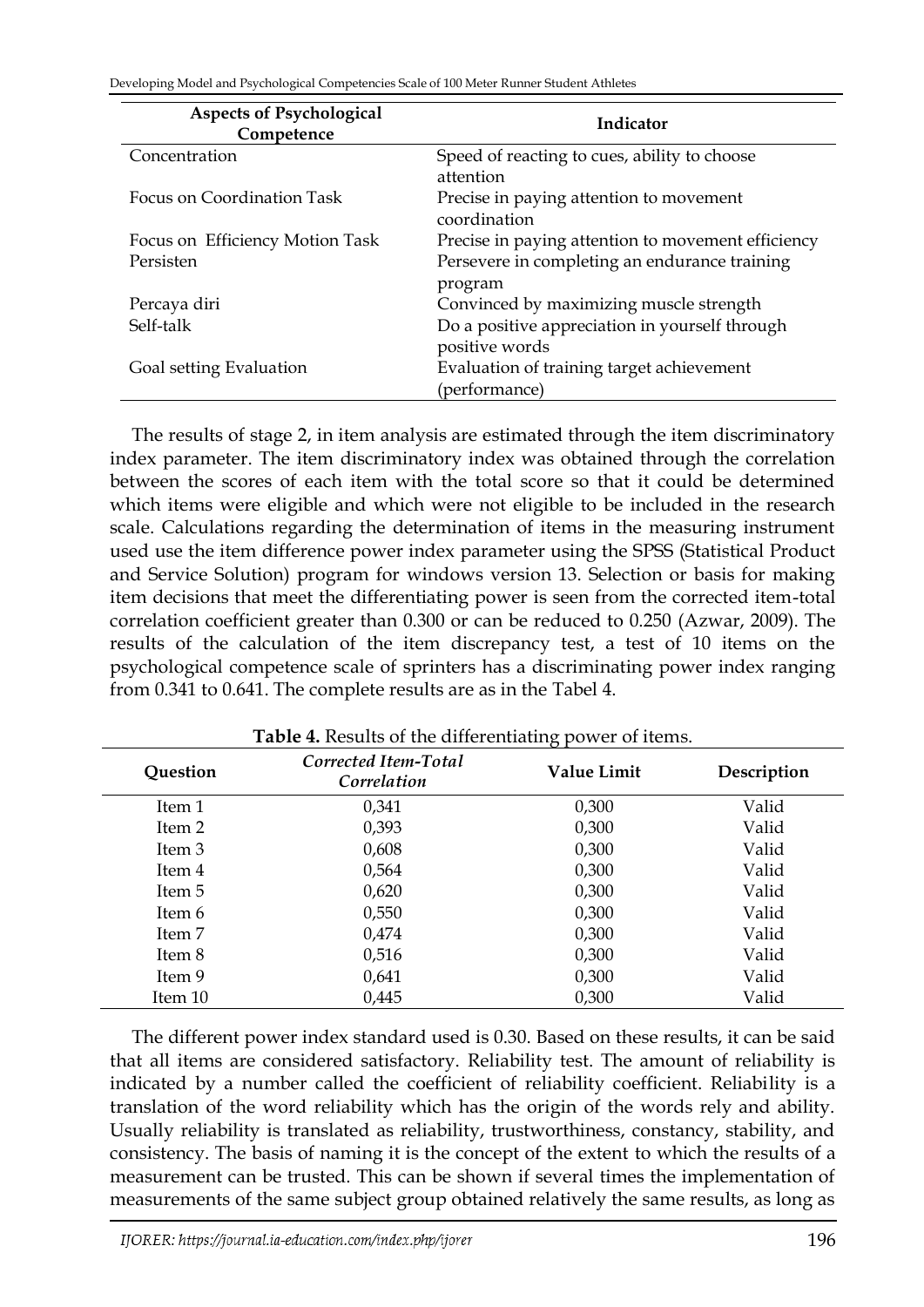| Aspects of Psychological Competence | Indicator |
|---|---|
| Concentration | Speed of reacting to cues, ability to choose attention |
| Focus on Coordination Task | Precise in paying attention to movement coordination |
| Focus on Efficiency Motion Task | Precise in paying attention to movement efficiency |
| Persisten | Persevere in completing an endurance training program |
| Percaya diri | Convinced by maximizing muscle strength |
| Self-talk | Do a positive appreciation in yourself through positive words |
| Goal setting Evaluation | Evaluation of training target achievement (performance) |

The results of stage 2, in item analysis are estimated through the item discriminatory index parameter. The item discriminatory index was obtained through the correlation between the scores of each item with the total score so that it could be determined which items were eligible and which were not eligible to be included in the research scale. Calculations regarding the determination of items in the measuring instrument used use the item difference power index parameter using the SPSS (Statistical Product and Service Solution) program for windows version 13. Selection or basis for making item decisions that meet the differentiating power is seen from the corrected item-total correlation coefficient greater than 0.300 or can be reduced to 0.250 (Azwar, 2009). The results of the calculation of the item discrepancy test, a test of 10 items on the psychological competence scale of sprinters has a discriminating power index ranging from 0.341 to 0.641. The complete results are as in the Tabel 4.

**Table 4.** Results of the differentiating power of items.

| Question | *Corrected Item-Total Correlation* | Value Limit | Description |
|---|---|---|---|
| Item 1 | 0,341 | 0,300 | Valid |
| Item 2 | 0,393 | 0,300 | Valid |
| Item 3 | 0,608 | 0,300 | Valid |
| Item 4 | 0,564 | 0,300 | Valid |
| Item 5 | 0,620 | 0,300 | Valid |
| Item 6 | 0,550 | 0,300 | Valid |
| Item 7 | 0,474 | 0,300 | Valid |
| Item 8 | 0,516 | 0,300 | Valid |
| Item 9 | 0,641 | 0,300 | Valid |
| Item 10 | 0,445 | 0,300 | Valid |

The different power index standard used is 0.30. Based on these results, it can be said that all items are considered satisfactory. Reliability test. The amount of reliability is indicated by a number called the coefficient of reliability coefficient. Reliability is a translation of the word reliability which has the origin of the words rely and ability. Usually reliability is translated as reliability, trustworthiness, constancy, stability, and consistency. The basis of naming it is the concept of the extent to which the results of a measurement can be trusted. This can be shown if several times the implementation of measurements of the same subject group obtained relatively the same results, as long as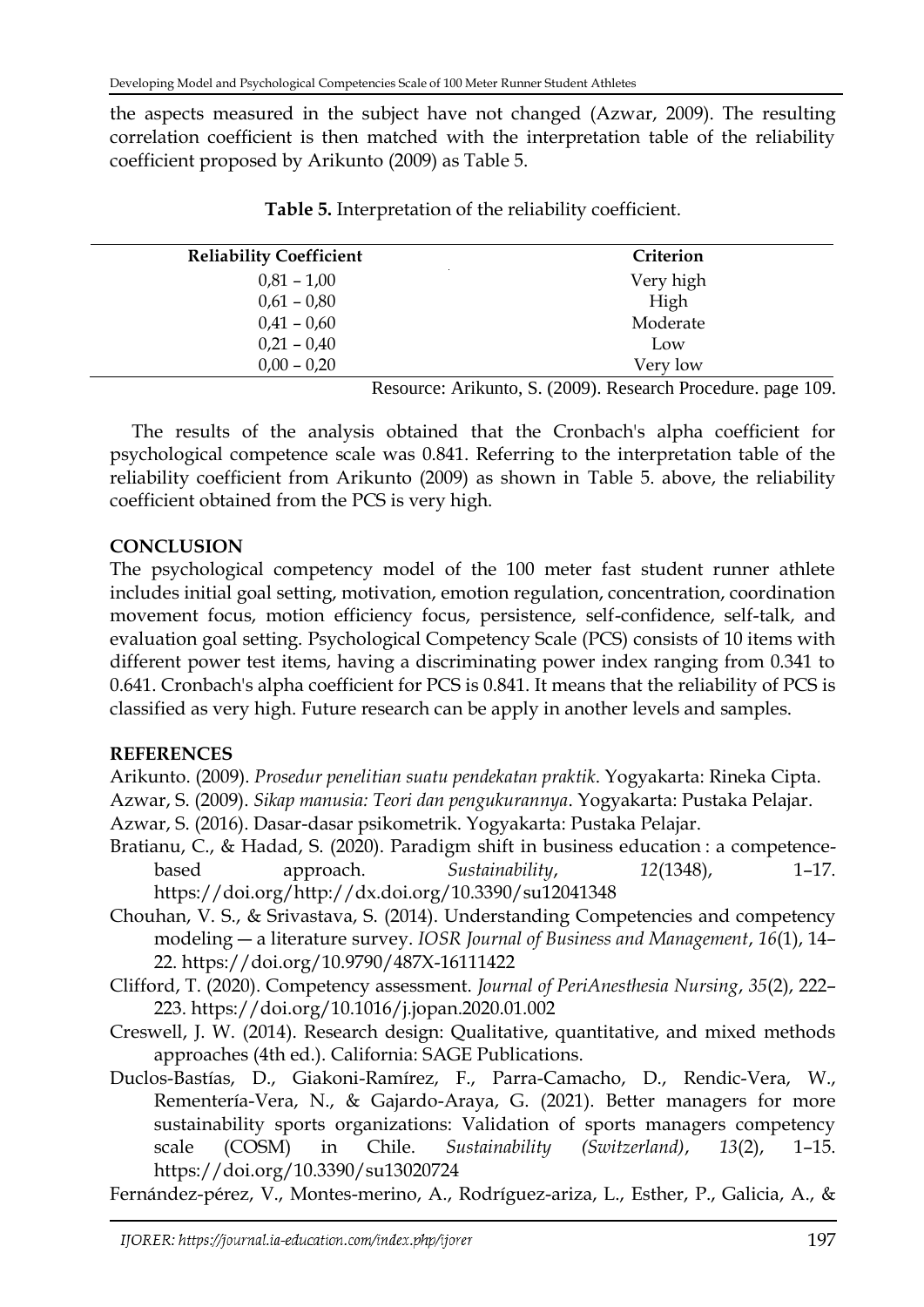the aspects measured in the subject have not changed (Azwar, 2009). The resulting correlation coefficient is then matched with the interpretation table of the reliability coefficient proposed by Arikunto (2009) as Table 5.

**Table 5.** Interpretation of the reliability coefficient.

| Reliability Coefficient | Criterion |
|---|---|
| 0,81 – 1,00 | Very high |
| 0,61 – 0,80 | High |
| 0,41 – 0,60 | Moderate |
| 0,21 – 0,40 | Low |
| 0,00 – 0,20 | Very low |

Resource: Arikunto, S. (2009). Research Procedure. page 109.

The results of the analysis obtained that the Cronbach's alpha coefficient for psychological competence scale was 0.841. Referring to the interpretation table of the reliability coefficient from Arikunto (2009) as shown in Table 5. above, the reliability coefficient obtained from the PCS is very high.

## CONCLUSION

The psychological competency model of the 100 meter fast student runner athlete includes initial goal setting, motivation, emotion regulation, concentration, coordination movement focus, motion efficiency focus, persistence, self-confidence, self-talk, and evaluation goal setting. Psychological Competency Scale (PCS) consists of 10 items with different power test items, having a discriminating power index ranging from 0.341 to 0.641. Cronbach's alpha coefficient for PCS is 0.841. It means that the reliability of PCS is classified as very high. Future research can be apply in another levels and samples.

## REFERENCES

Arikunto. (2009). *Prosedur penelitian suatu pendekatan praktik*. Yogyakarta: Rineka Cipta.

Azwar, S. (2009). *Sikap manusia: Teori dan pengukurannya*. Yogyakarta: Pustaka Pelajar.

Azwar, S. (2016). Dasar-dasar psikometrik. Yogyakarta: Pustaka Pelajar.

Bratianu, C., & Hadad, S. (2020). Paradigm shift in business education : a competence-based approach. *Sustainability*, *12*(1348), 1–17. https://doi.org/http://dx.doi.org/10.3390/su12041348

Chouhan, V. S., & Srivastava, S. (2014). Understanding Competencies and competency modeling — a literature survey. *IOSR Journal of Business and Management*, *16*(1), 14–22. https://doi.org/10.9790/487X-16111422

Clifford, T. (2020). Competency assessment. *Journal of PeriAnesthesia Nursing*, *35*(2), 222–223. https://doi.org/10.1016/j.jopan.2020.01.002

Creswell, J. W. (2014). Research design: Qualitative, quantitative, and mixed methods approaches (4th ed.). California: SAGE Publications.

Duclos-Bastías, D., Giakoni-Ramírez, F., Parra-Camacho, D., Rendic-Vera, W., Rementería-Vera, N., & Gajardo-Araya, G. (2021). Better managers for more sustainability sports organizations: Validation of sports managers competency scale (COSM) in Chile. *Sustainability (Switzerland)*, *13*(2), 1–15. https://doi.org/10.3390/su13020724

Fernández-pérez, V., Montes-merino, A., Rodríguez-ariza, L., Esther, P., Galicia, A., &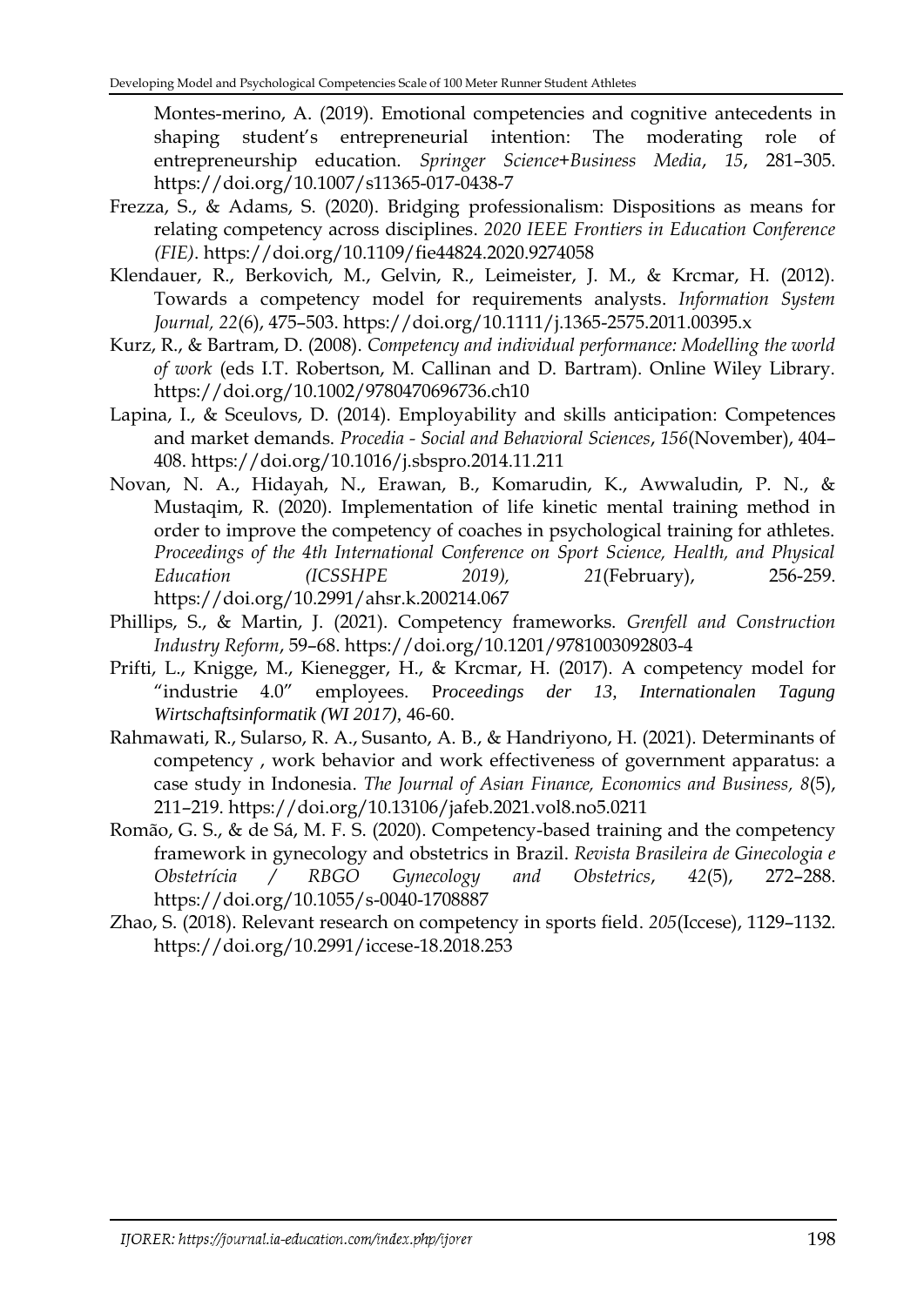Montes-merino, A. (2019). Emotional competencies and cognitive antecedents in shaping student's entrepreneurial intention: The moderating role of entrepreneurship education. *Springer Science+Business Media*, *15*, 281–305. https://doi.org/10.1007/s11365-017-0438-7

Frezza, S., & Adams, S. (2020). Bridging professionalism: Dispositions as means for relating competency across disciplines. *2020 IEEE Frontiers in Education Conference (FIE)*. https://doi.org/10.1109/fie44824.2020.9274058

Klendauer, R., Berkovich, M., Gelvin, R., Leimeister, J. M., & Krcmar, H. (2012). Towards a competency model for requirements analysts. *Information System Journal, 22*(6), 475–503. https://doi.org/10.1111/j.1365-2575.2011.00395.x

Kurz, R., & Bartram, D. (2008). *Competency and individual performance: Modelling the world of work* (eds I.T. Robertson, M. Callinan and D. Bartram). Online Wiley Library. https://doi.org/10.1002/9780470696736.ch10

Lapina, I., & Sceulovs, D. (2014). Employability and skills anticipation: Competences and market demands. *Procedia - Social and Behavioral Sciences*, *156*(November), 404–408. https://doi.org/10.1016/j.sbspro.2014.11.211

Novan, N. A., Hidayah, N., Erawan, B., Komarudin, K., Awwaludin, P. N., & Mustaqim, R. (2020). Implementation of life kinetic mental training method in order to improve the competency of coaches in psychological training for athletes. *Proceedings of the 4th International Conference on Sport Science, Health, and Physical Education (ICSSHPE 2019), 21*(February), 256-259. https://doi.org/10.2991/ahsr.k.200214.067

Phillips, S., & Martin, J. (2021). Competency frameworks. *Grenfell and Construction Industry Reform*, 59–68. https://doi.org/10.1201/9781003092803-4

Prifti, L., Knigge, M., Kienegger, H., & Krcmar, H. (2017). A competency model for "industrie 4.0" employees. P*roceedings der 13, Internationalen Tagung Wirtschaftsinformatik (WI 2017)*, 46-60.

Rahmawati, R., Sularso, R. A., Susanto, A. B., & Handriyono, H. (2021). Determinants of competency , work behavior and work effectiveness of government apparatus: a case study in Indonesia. *The Journal of Asian Finance, Economics and Business, 8*(5), 211–219. https://doi.org/10.13106/jafeb.2021.vol8.no5.0211

Romão, G. S., & de Sá, M. F. S. (2020). Competency-based training and the competency framework in gynecology and obstetrics in Brazil. *Revista Brasileira de Ginecologia e Obstetrícia / RBGO Gynecology and Obstetrics*, *42*(5), 272–288. https://doi.org/10.1055/s-0040-1708887

Zhao, S. (2018). Relevant research on competency in sports field. *205*(Iccese), 1129–1132. https://doi.org/10.2991/iccese-18.2018.253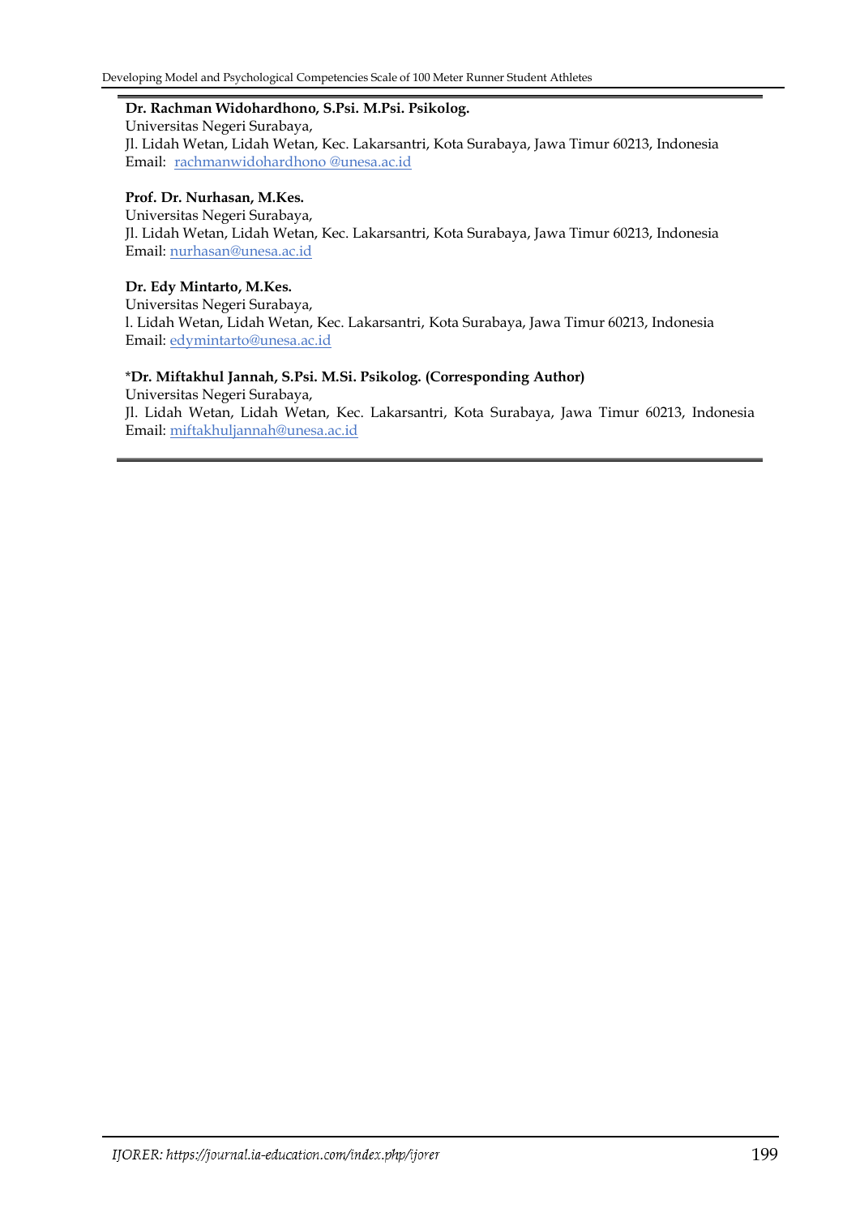**Dr. Rachman Widohardhono, S.Psi. M.Psi. Psikolog.**
Universitas Negeri Surabaya,
Jl. Lidah Wetan, Lidah Wetan, Kec. Lakarsantri, Kota Surabaya, Jawa Timur 60213, Indonesia
Email: rachmanwidohardhono @unesa.ac.id

**Prof. Dr. Nurhasan, M.Kes.**
Universitas Negeri Surabaya,
Jl. Lidah Wetan, Lidah Wetan, Kec. Lakarsantri, Kota Surabaya, Jawa Timur 60213, Indonesia
Email: nurhasan@unesa.ac.id

**Dr. Edy Mintarto, M.Kes.**
Universitas Negeri Surabaya,
l. Lidah Wetan, Lidah Wetan, Kec. Lakarsantri, Kota Surabaya, Jawa Timur 60213, Indonesia
Email: edymintarto@unesa.ac.id

**\*Dr. Miftakhul Jannah, S.Psi. M.Si. Psikolog. (Corresponding Author)**
Universitas Negeri Surabaya,
Jl. Lidah Wetan, Lidah Wetan, Kec. Lakarsantri, Kota Surabaya, Jawa Timur 60213, Indonesia
Email: miftakhuljannah@unesa.ac.id